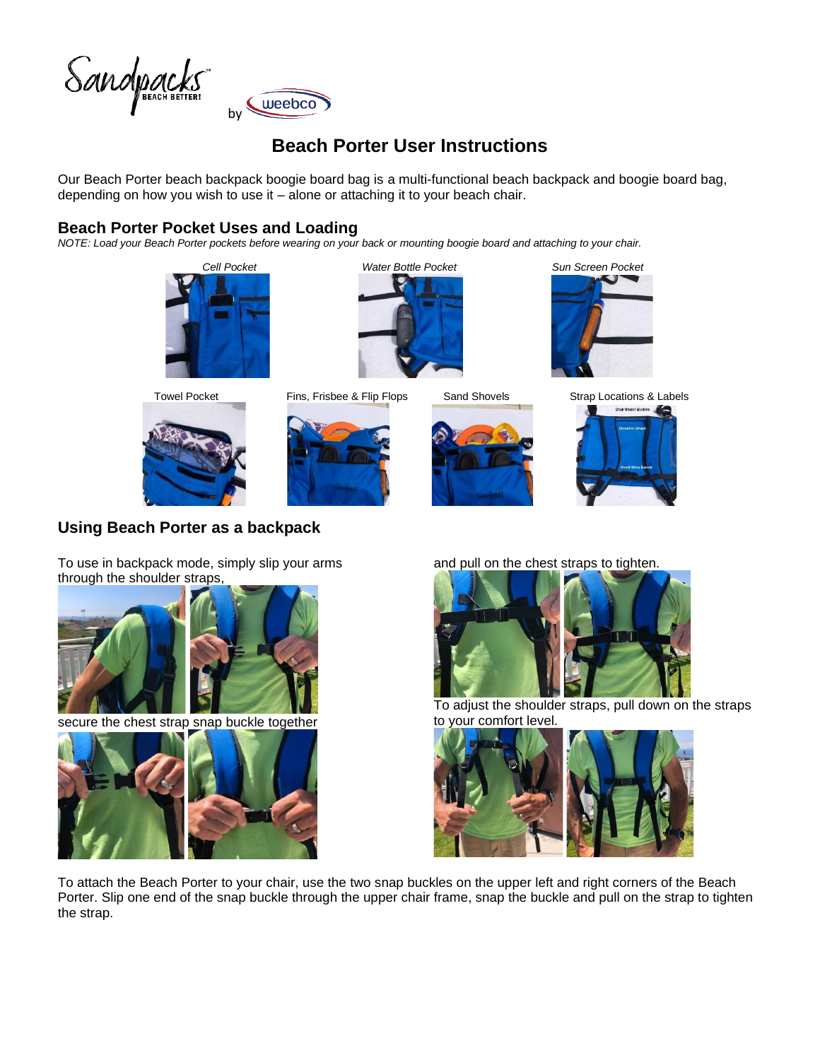Sandpacks™ BEACH BETTER! by weebco

# Beach Porter User Instructions

Our Beach Porter beach backpack boogie board bag is a multi-functional beach backpack and boogie board bag, depending on how you wish to use it – alone or attaching it to your beach chair.

## Beach Porter Pocket Uses and Loading

*NOTE: Load your Beach Porter pockets before wearing on your back or mounting boogie board and attaching to your chair.*

*Cell Pocket*

*Water Bottle Pocket*

*Sun Screen Pocket*

Towel Pocket

Fins, Frisbee & Flip Flops

Sand Shovels

Strap Locations & Labels

## Using Beach Porter as a backpack

To use in backpack mode, simply slip your arms through the shoulder straps,

secure the chest strap snap buckle together

and pull on the chest straps to tighten.

To adjust the shoulder straps, pull down on the straps to your comfort level.

To attach the Beach Porter to your chair, use the two snap buckles on the upper left and right corners of the Beach Porter. Slip one end of the snap buckle through the upper chair frame, snap the buckle and pull on the strap to tighten the strap.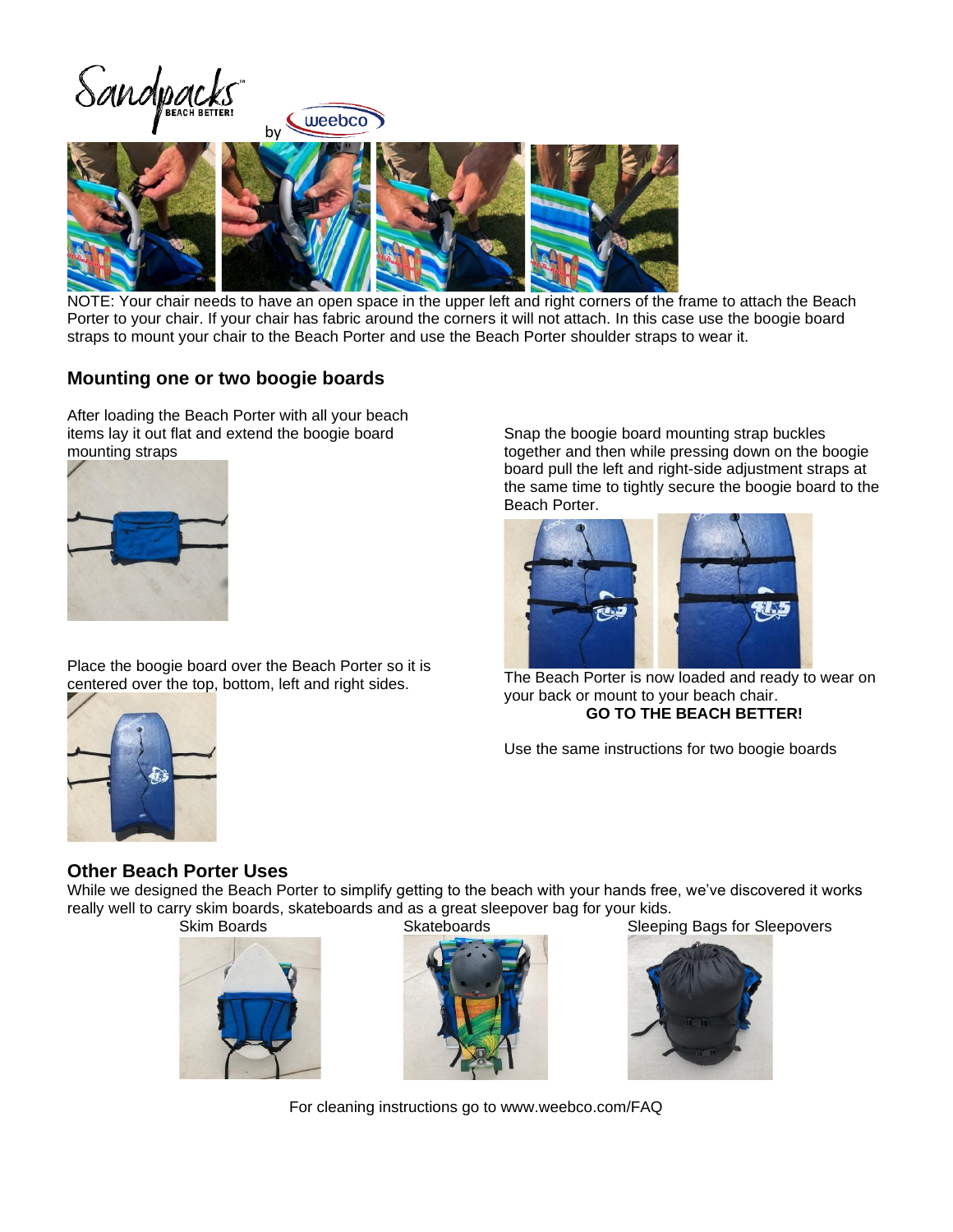Sandpacks™ BEACH BETTER! by weebco

NOTE: Your chair needs to have an open space in the upper left and right corners of the frame to attach the Beach Porter to your chair. If your chair has fabric around the corners it will not attach. In this case use the boogie board straps to mount your chair to the Beach Porter and use the Beach Porter shoulder straps to wear it.

## Mounting one or two boogie boards

After loading the Beach Porter with all your beach items lay it out flat and extend the boogie board mounting straps

Place the boogie board over the Beach Porter so it is centered over the top, bottom, left and right sides.

Snap the boogie board mounting strap buckles together and then while pressing down on the boogie board pull the left and right-side adjustment straps at the same time to tightly secure the boogie board to the Beach Porter.

The Beach Porter is now loaded and ready to wear on your back or mount to your beach chair.

**GO TO THE BEACH BETTER!**

Use the same instructions for two boogie boards

## Other Beach Porter Uses

While we designed the Beach Porter to simplify getting to the beach with your hands free, we've discovered it works really well to carry skim boards, skateboards and as a great sleepover bag for your kids.

Skim Boards

Skateboards

Sleeping Bags for Sleepovers

For cleaning instructions go to www.weebco.com/FAQ